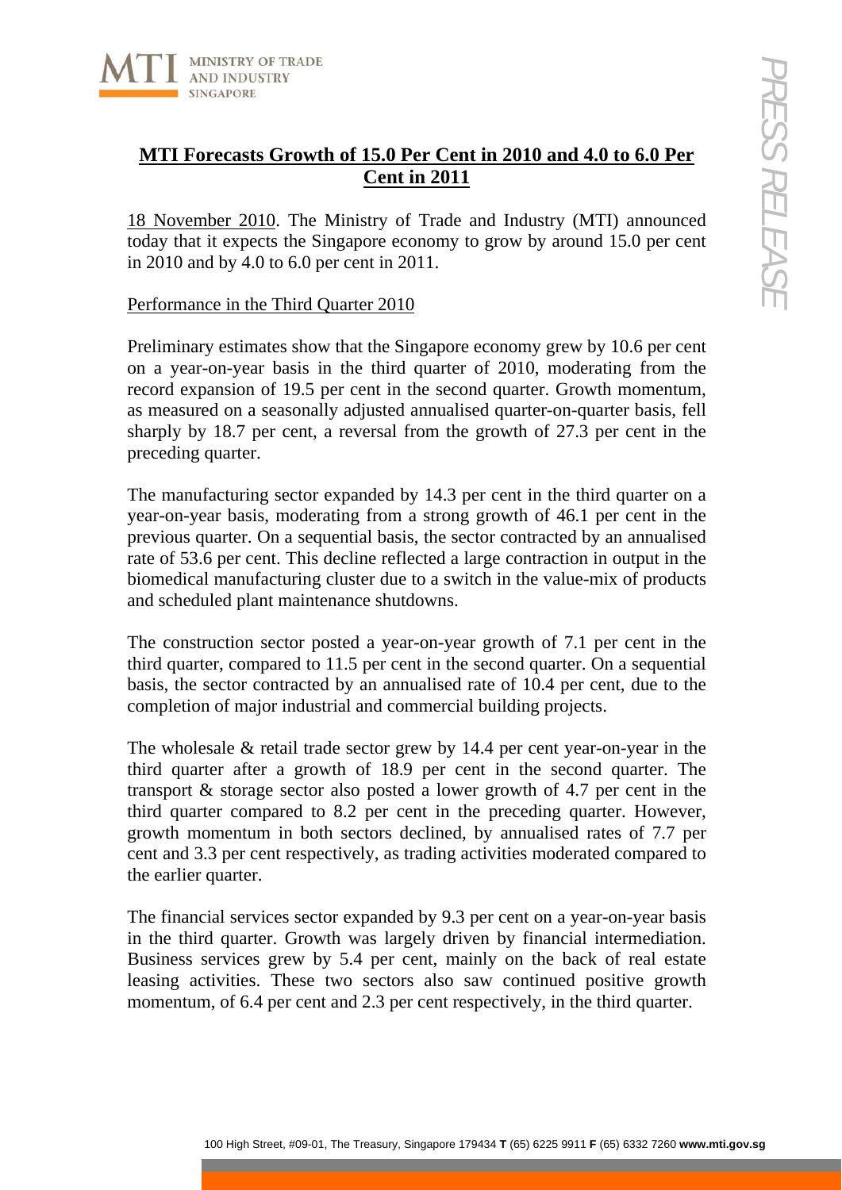## MTI Forecasts Growth of 15.0 Per Cent in 2010 and 4.0 to 6.0 Per Cent in 2011

18 November 2010. The Ministry of Trade and Industry (MTI) announced today that it expects the Singapore economy to grow by around 15.0 per cent in 2010 and by 4.0 to 6.0 per cent in 2011.

### Performance in the Third Quarter 2010

Preliminary estimates show that the Singapore economy grew by 10.6 per cent on a year-on-year basis in the third quarter of 2010, moderating from the record expansion of 19.5 per cent in the second quarter. Growth momentum, as measured on a seasonally adjusted annualised quarter-on-quarter basis, fell sharply by 18.7 per cent, a reversal from the growth of 27.3 per cent in the preceding quarter.

The manufacturing sector expanded by 14.3 per cent in the third quarter on a year-on-year basis, moderating from a strong growth of 46.1 per cent in the previous quarter. On a sequential basis, the sector contracted by an annualised rate of 53.6 per cent. This decline reflected a large contraction in output in the biomedical manufacturing cluster due to a switch in the value-mix of products and scheduled plant maintenance shutdowns.

The construction sector posted a year-on-year growth of 7.1 per cent in the third quarter, compared to 11.5 per cent in the second quarter. On a sequential basis, the sector contracted by an annualised rate of 10.4 per cent, due to the completion of major industrial and commercial building projects.

The wholesale & retail trade sector grew by 14.4 per cent year-on-year in the third quarter after a growth of 18.9 per cent in the second quarter. The transport & storage sector also posted a lower growth of 4.7 per cent in the third quarter compared to 8.2 per cent in the preceding quarter. However, growth momentum in both sectors declined, by annualised rates of 7.7 per cent and 3.3 per cent respectively, as trading activities moderated compared to the earlier quarter.

The financial services sector expanded by 9.3 per cent on a year-on-year basis in the third quarter. Growth was largely driven by financial intermediation. Business services grew by 5.4 per cent, mainly on the back of real estate leasing activities. These two sectors also saw continued positive growth momentum, of 6.4 per cent and 2.3 per cent respectively, in the third quarter.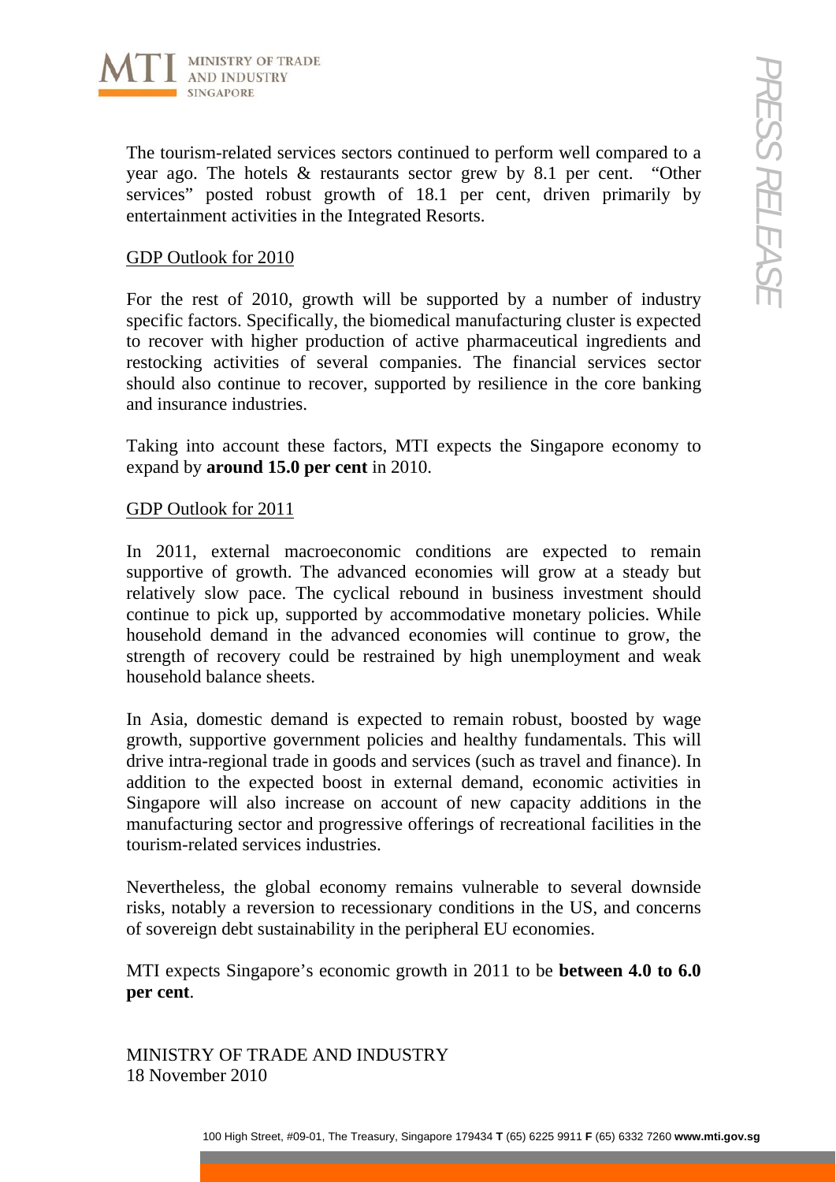The tourism-related services sectors continued to perform well compared to a year ago. The hotels & restaurants sector grew by 8.1 per cent. "Other services" posted robust growth of 18.1 per cent, driven primarily by entertainment activities in the Integrated Resorts.

## GDP Outlook for 2010

For the rest of 2010, growth will be supported by a number of industry specific factors. Specifically, the biomedical manufacturing cluster is expected to recover with higher production of active pharmaceutical ingredients and restocking activities of several companies. The financial services sector should also continue to recover, supported by resilience in the core banking and insurance industries.

Taking into account these factors, MTI expects the Singapore economy to expand by **around 15.0 per cent** in 2010.

## GDP Outlook for 2011

In 2011, external macroeconomic conditions are expected to remain supportive of growth. The advanced economies will grow at a steady but relatively slow pace. The cyclical rebound in business investment should continue to pick up, supported by accommodative monetary policies. While household demand in the advanced economies will continue to grow, the strength of recovery could be restrained by high unemployment and weak household balance sheets.

In Asia, domestic demand is expected to remain robust, boosted by wage growth, supportive government policies and healthy fundamentals. This will drive intra-regional trade in goods and services (such as travel and finance). In addition to the expected boost in external demand, economic activities in Singapore will also increase on account of new capacity additions in the manufacturing sector and progressive offerings of recreational facilities in the tourism-related services industries.

Nevertheless, the global economy remains vulnerable to several downside risks, notably a reversion to recessionary conditions in the US, and concerns of sovereign debt sustainability in the peripheral EU economies.

MTI expects Singapore's economic growth in 2011 to be **between 4.0 to 6.0 per cent**.

MINISTRY OF TRADE AND INDUSTRY
18 November 2010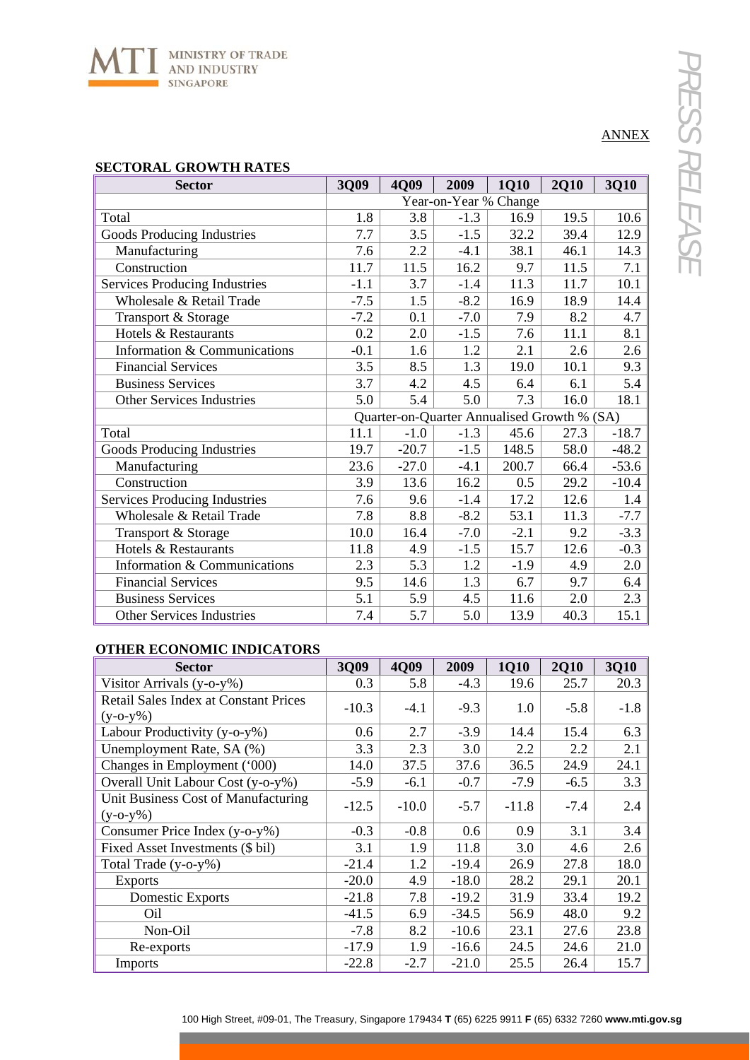ANNEX

**SECTORAL GROWTH RATES**

| Sector | 3Q09 | 4Q09 | 2009 | 1Q10 | 2Q10 | 3Q10 |
|---|---|---|---|---|---|---|
| | Year-on-Year % Change | | | | | |
| Total | 1.8 | 3.8 | -1.3 | 16.9 | 19.5 | 10.6 |
| Goods Producing Industries | 7.7 | 3.5 | -1.5 | 32.2 | 39.4 | 12.9 |
| Manufacturing | 7.6 | 2.2 | -4.1 | 38.1 | 46.1 | 14.3 |
| Construction | 11.7 | 11.5 | 16.2 | 9.7 | 11.5 | 7.1 |
| Services Producing Industries | -1.1 | 3.7 | -1.4 | 11.3 | 11.7 | 10.1 |
| Wholesale & Retail Trade | -7.5 | 1.5 | -8.2 | 16.9 | 18.9 | 14.4 |
| Transport & Storage | -7.2 | 0.1 | -7.0 | 7.9 | 8.2 | 4.7 |
| Hotels & Restaurants | 0.2 | 2.0 | -1.5 | 7.6 | 11.1 | 8.1 |
| Information & Communications | -0.1 | 1.6 | 1.2 | 2.1 | 2.6 | 2.6 |
| Financial Services | 3.5 | 8.5 | 1.3 | 19.0 | 10.1 | 9.3 |
| Business Services | 3.7 | 4.2 | 4.5 | 6.4 | 6.1 | 5.4 |
| Other Services Industries | 5.0 | 5.4 | 5.0 | 7.3 | 16.0 | 18.1 |
| | Quarter-on-Quarter Annualised Growth % (SA) | | | | | |
| Total | 11.1 | -1.0 | -1.3 | 45.6 | 27.3 | -18.7 |
| Goods Producing Industries | 19.7 | -20.7 | -1.5 | 148.5 | 58.0 | -48.2 |
| Manufacturing | 23.6 | -27.0 | -4.1 | 200.7 | 66.4 | -53.6 |
| Construction | 3.9 | 13.6 | 16.2 | 0.5 | 29.2 | -10.4 |
| Services Producing Industries | 7.6 | 9.6 | -1.4 | 17.2 | 12.6 | 1.4 |
| Wholesale & Retail Trade | 7.8 | 8.8 | -8.2 | 53.1 | 11.3 | -7.7 |
| Transport & Storage | 10.0 | 16.4 | -7.0 | -2.1 | 9.2 | -3.3 |
| Hotels & Restaurants | 11.8 | 4.9 | -1.5 | 15.7 | 12.6 | -0.3 |
| Information & Communications | 2.3 | 5.3 | 1.2 | -1.9 | 4.9 | 2.0 |
| Financial Services | 9.5 | 14.6 | 1.3 | 6.7 | 9.7 | 6.4 |
| Business Services | 5.1 | 5.9 | 4.5 | 11.6 | 2.0 | 2.3 |
| Other Services Industries | 7.4 | 5.7 | 5.0 | 13.9 | 40.3 | 15.1 |

**OTHER ECONOMIC INDICATORS**

| Sector | 3Q09 | 4Q09 | 2009 | 1Q10 | 2Q10 | 3Q10 |
|---|---|---|---|---|---|---|
| Visitor Arrivals (y-o-y%) | 0.3 | 5.8 | -4.3 | 19.6 | 25.7 | 20.3 |
| Retail Sales Index at Constant Prices (y-o-y%) | -10.3 | -4.1 | -9.3 | 1.0 | -5.8 | -1.8 |
| Labour Productivity (y-o-y%) | 0.6 | 2.7 | -3.9 | 14.4 | 15.4 | 6.3 |
| Unemployment Rate, SA (%) | 3.3 | 2.3 | 3.0 | 2.2 | 2.2 | 2.1 |
| Changes in Employment ('000) | 14.0 | 37.5 | 37.6 | 36.5 | 24.9 | 24.1 |
| Overall Unit Labour Cost (y-o-y%) | -5.9 | -6.1 | -0.7 | -7.9 | -6.5 | 3.3 |
| Unit Business Cost of Manufacturing (y-o-y%) | -12.5 | -10.0 | -5.7 | -11.8 | -7.4 | 2.4 |
| Consumer Price Index (y-o-y%) | -0.3 | -0.8 | 0.6 | 0.9 | 3.1 | 3.4 |
| Fixed Asset Investments ($ bil) | 3.1 | 1.9 | 11.8 | 3.0 | 4.6 | 2.6 |
| Total Trade (y-o-y%) | -21.4 | 1.2 | -19.4 | 26.9 | 27.8 | 18.0 |
| Exports | -20.0 | 4.9 | -18.0 | 28.2 | 29.1 | 20.1 |
| Domestic Exports | -21.8 | 7.8 | -19.2 | 31.9 | 33.4 | 19.2 |
| Oil | -41.5 | 6.9 | -34.5 | 56.9 | 48.0 | 9.2 |
| Non-Oil | -7.8 | 8.2 | -10.6 | 23.1 | 27.6 | 23.8 |
| Re-exports | -17.9 | 1.9 | -16.6 | 24.5 | 24.6 | 21.0 |
| Imports | -22.8 | -2.7 | -21.0 | 25.5 | 26.4 | 15.7 |